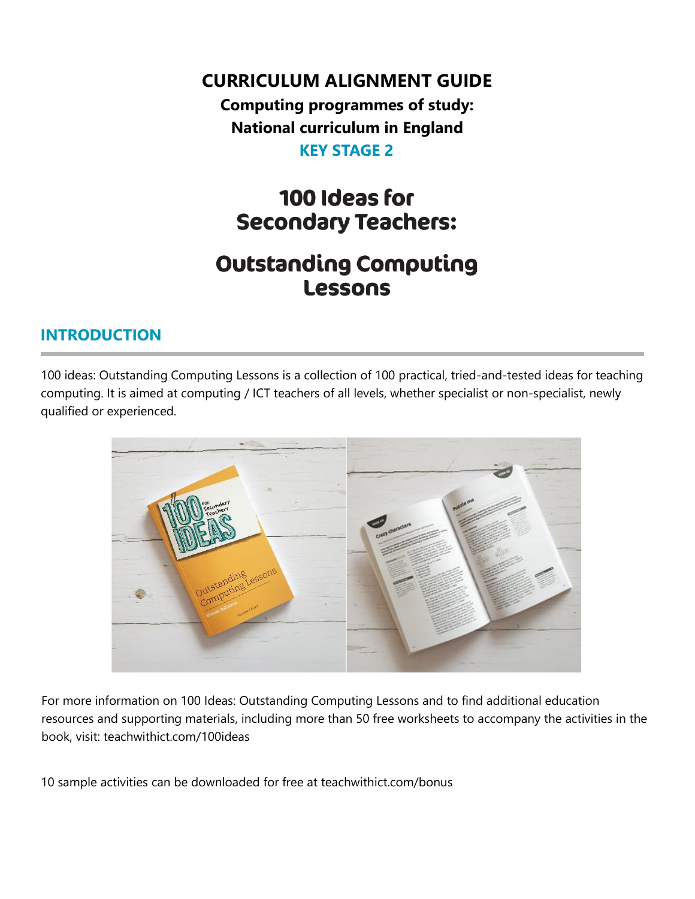# CURRICULUM ALIGNMENT GUIDE

**Computing programmes of study:**

**National curriculum in England**

**KEY STAGE 2**

# 100 Ideas for Secondary Teachers:

# Outstanding Computing Lessons

## INTRODUCTION

100 ideas: Outstanding Computing Lessons is a collection of 100 practical, tried-and-tested ideas for teaching computing. It is aimed at computing / ICT teachers of all levels, whether specialist or non-specialist, newly qualified or experienced.

For more information on 100 Ideas: Outstanding Computing Lessons and to find additional education resources and supporting materials, including more than 50 free worksheets to accompany the activities in the book, visit: teachwithict.com/100ideas

10 sample activities can be downloaded for free at teachwithict.com/bonus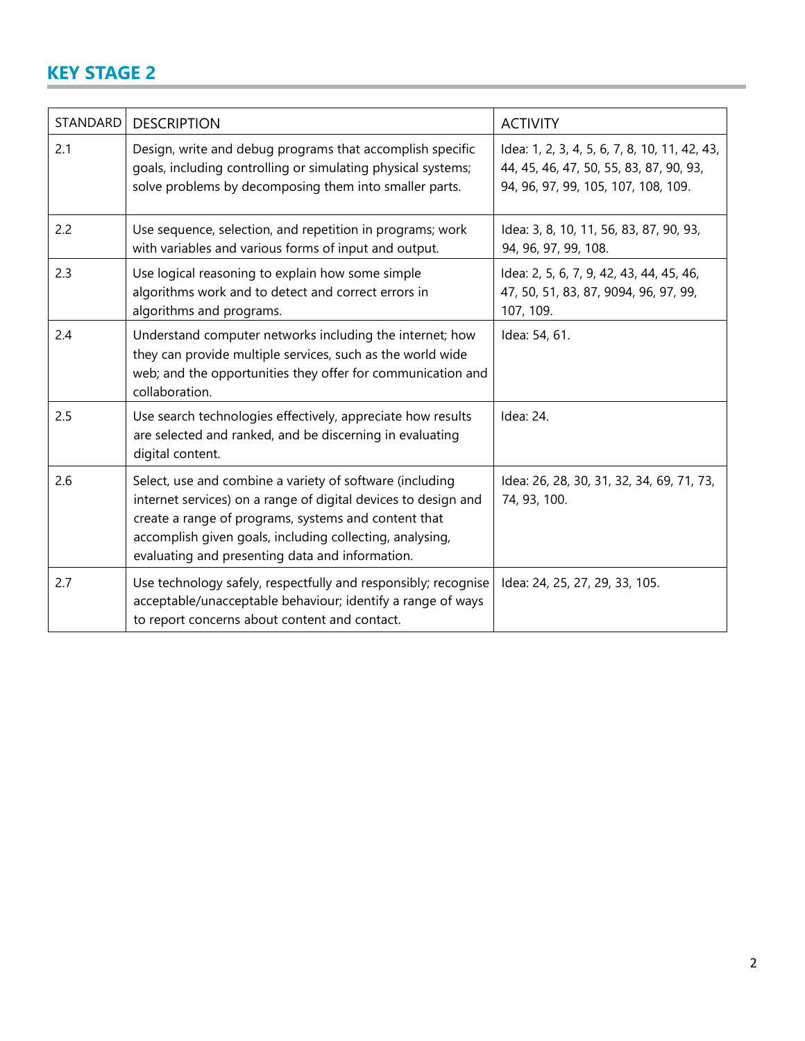## KEY STAGE 2

| STANDARD | DESCRIPTION | ACTIVITY |
| --- | --- | --- |
| 2.1 | Design, write and debug programs that accomplish specific goals, including controlling or simulating physical systems; solve problems by decomposing them into smaller parts. | Idea: 1, 2, 3, 4, 5, 6, 7, 8, 10, 11, 42, 43, 44, 45, 46, 47, 50, 55, 83, 87, 90, 93, 94, 96, 97, 99, 105, 107, 108, 109. |
| 2.2 | Use sequence, selection, and repetition in programs; work with variables and various forms of input and output. | Idea: 3, 8, 10, 11, 56, 83, 87, 90, 93, 94, 96, 97, 99, 108. |
| 2.3 | Use logical reasoning to explain how some simple algorithms work and to detect and correct errors in algorithms and programs. | Idea: 2, 5, 6, 7, 9, 42, 43, 44, 45, 46, 47, 50, 51, 83, 87, 9094, 96, 97, 99, 107, 109. |
| 2.4 | Understand computer networks including the internet; how they can provide multiple services, such as the world wide web; and the opportunities they offer for communication and collaboration. | Idea: 54, 61. |
| 2.5 | Use search technologies effectively, appreciate how results are selected and ranked, and be discerning in evaluating digital content. | Idea: 24. |
| 2.6 | Select, use and combine a variety of software (including internet services) on a range of digital devices to design and create a range of programs, systems and content that accomplish given goals, including collecting, analysing, evaluating and presenting data and information. | Idea: 26, 28, 30, 31, 32, 34, 69, 71, 73, 74, 93, 100. |
| 2.7 | Use technology safely, respectfully and responsibly; recognise acceptable/unacceptable behaviour; identify a range of ways to report concerns about content and contact. | Idea: 24, 25, 27, 29, 33, 105. |